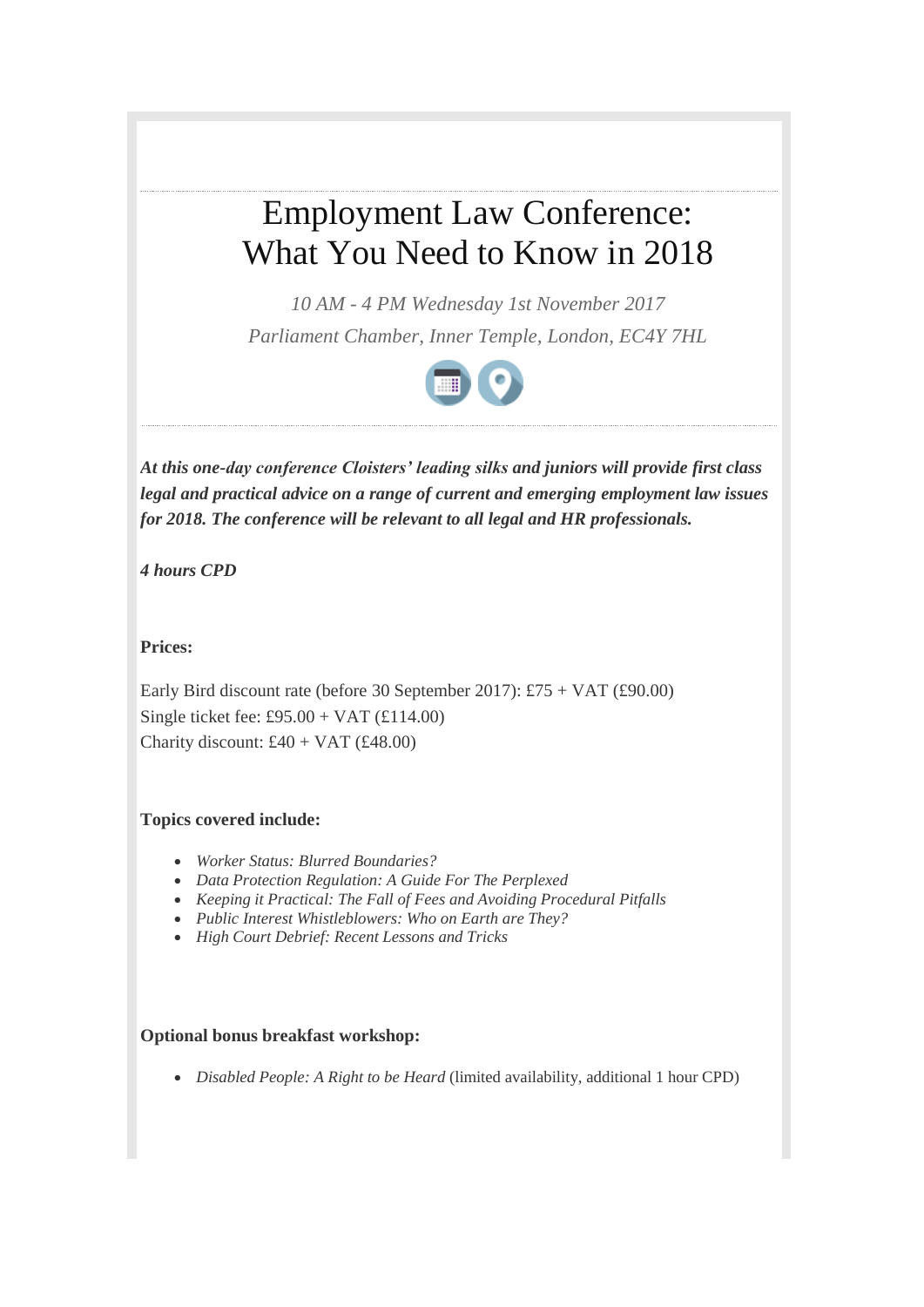# Employment Law Conference: What You Need to Know in 2018

*10 AM - 4 PM Wednesday 1st November 2017*

*Parliament Chamber, Inner Temple, London, EC4Y 7HL*

***At this one-day conference Cloisters' leading silks and juniors will provide first class legal and practical advice on a range of current and emerging employment law issues for 2018. The conference will be relevant to all legal and HR professionals.***

***4 hours CPD***

**Prices:**

Early Bird discount rate (before 30 September 2017): £75 + VAT (£90.00)
Single ticket fee: £95.00 + VAT (£114.00)
Charity discount: £40 + VAT (£48.00)

**Topics covered include:**

- *Worker Status: Blurred Boundaries?*
- *Data Protection Regulation: A Guide For The Perplexed*
- *Keeping it Practical: The Fall of Fees and Avoiding Procedural Pitfalls*
- *Public Interest Whistleblowers: Who on Earth are They?*
- *High Court Debrief: Recent Lessons and Tricks*

**Optional bonus breakfast workshop:**

- *Disabled People: A Right to be Heard* (limited availability, additional 1 hour CPD)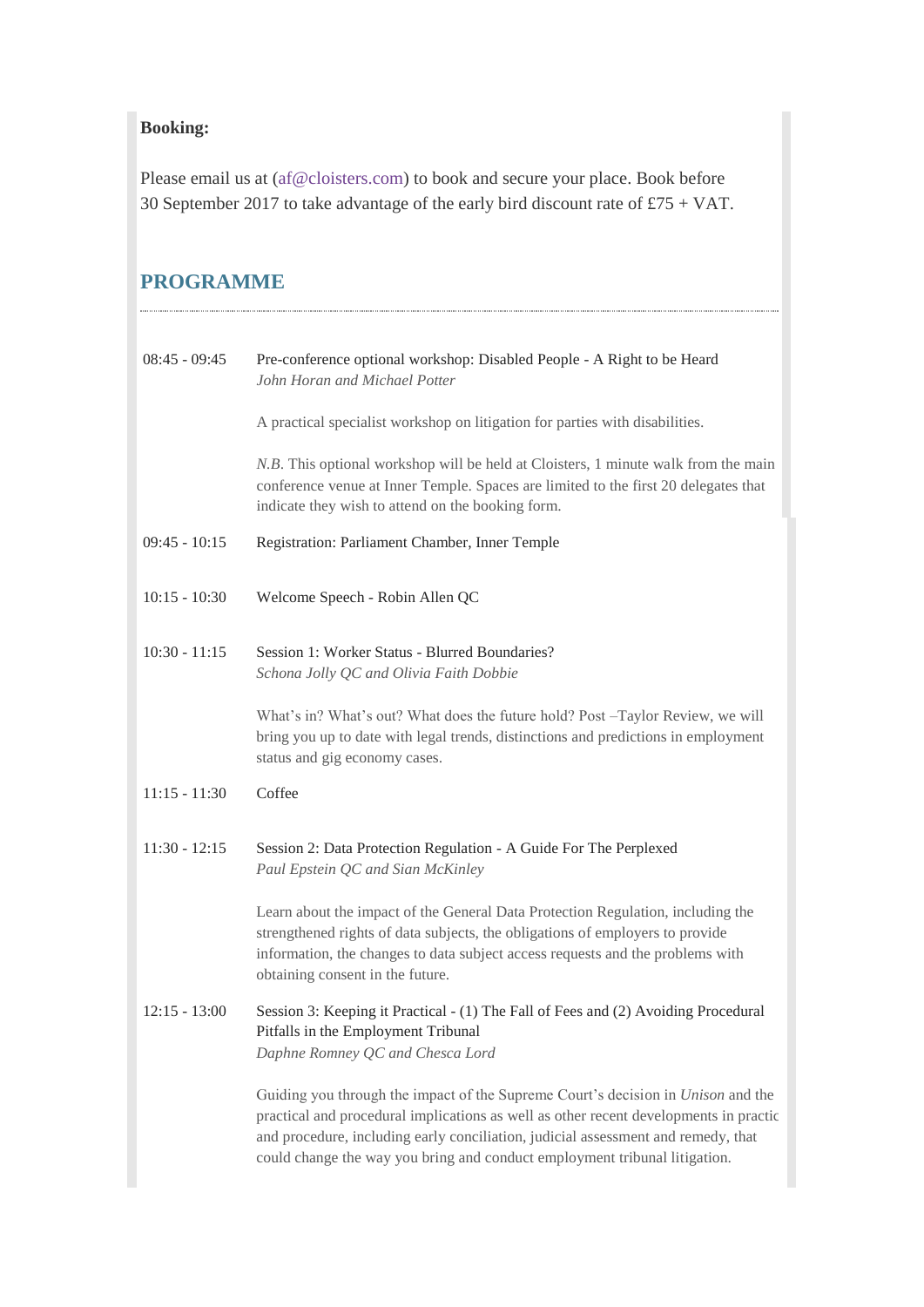**Booking:**

Please email us at (af@cloisters.com) to book and secure your place. Book before 30 September 2017 to take advantage of the early bird discount rate of £75 + VAT.

## PROGRAMME

| | |
|---|---|
| 08:45 - 09:45 | Pre-conference optional workshop: Disabled People - A Right to be Heard<br>*John Horan and Michael Potter*<br><br>A practical specialist workshop on litigation for parties with disabilities.<br><br>*N.B.* This optional workshop will be held at Cloisters, 1 minute walk from the main conference venue at Inner Temple. Spaces are limited to the first 20 delegates that indicate they wish to attend on the booking form. |
| 09:45 - 10:15 | Registration: Parliament Chamber, Inner Temple |
| 10:15 - 10:30 | Welcome Speech - Robin Allen QC |
| 10:30 - 11:15 | Session 1: Worker Status - Blurred Boundaries?<br>*Schona Jolly QC and Olivia Faith Dobbie*<br><br>What's in? What's out? What does the future hold? Post –Taylor Review, we will bring you up to date with legal trends, distinctions and predictions in employment status and gig economy cases. |
| 11:15 - 11:30 | Coffee |
| 11:30 - 12:15 | Session 2: Data Protection Regulation - A Guide For The Perplexed<br>*Paul Epstein QC and Sian McKinley*<br><br>Learn about the impact of the General Data Protection Regulation, including the strengthened rights of data subjects, the obligations of employers to provide information, the changes to data subject access requests and the problems with obtaining consent in the future. |
| 12:15 - 13:00 | Session 3: Keeping it Practical - (1) The Fall of Fees and (2) Avoiding Procedural Pitfalls in the Employment Tribunal<br>*Daphne Romney QC and Chesca Lord*<br><br>Guiding you through the impact of the Supreme Court's decision in *Unison* and the practical and procedural implications as well as other recent developments in practic and procedure, including early conciliation, judicial assessment and remedy, that could change the way you bring and conduct employment tribunal litigation. |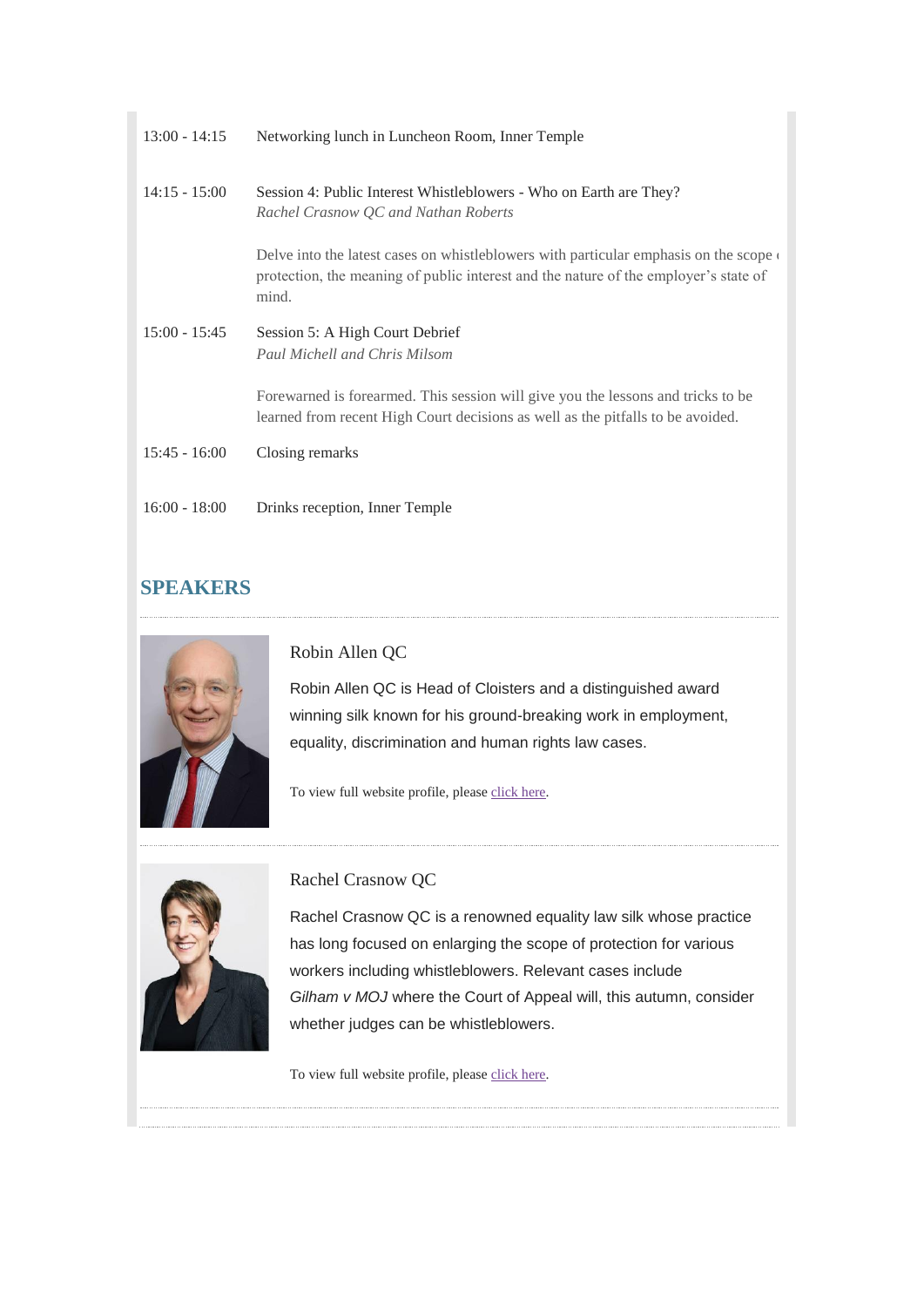| | |
|---|---|
| 13:00 - 14:15 | Networking lunch in Luncheon Room, Inner Temple |
| 14:15 - 15:00 | Session 4: Public Interest Whistleblowers - Who on Earth are They?<br>*Rachel Crasnow QC and Nathan Roberts*<br><br>Delve into the latest cases on whistleblowers with particular emphasis on the scope of protection, the meaning of public interest and the nature of the employer's state of mind. |
| 15:00 - 15:45 | Session 5: A High Court Debrief<br>*Paul Michell and Chris Milsom*<br><br>Forewarned is forearmed. This session will give you the lessons and tricks to be learned from recent High Court decisions as well as the pitfalls to be avoided. |
| 15:45 - 16:00 | Closing remarks |
| 16:00 - 18:00 | Drinks reception, Inner Temple |

## SPEAKERS

### Robin Allen QC

Robin Allen QC is Head of Cloisters and a distinguished award winning silk known for his ground-breaking work in employment, equality, discrimination and human rights law cases.

To view full website profile, please click here.

### Rachel Crasnow QC

Rachel Crasnow QC is a renowned equality law silk whose practice has long focused on enlarging the scope of protection for various workers including whistleblowers. Relevant cases include *Gilham v MOJ* where the Court of Appeal will, this autumn, consider whether judges can be whistleblowers.

To view full website profile, please click here.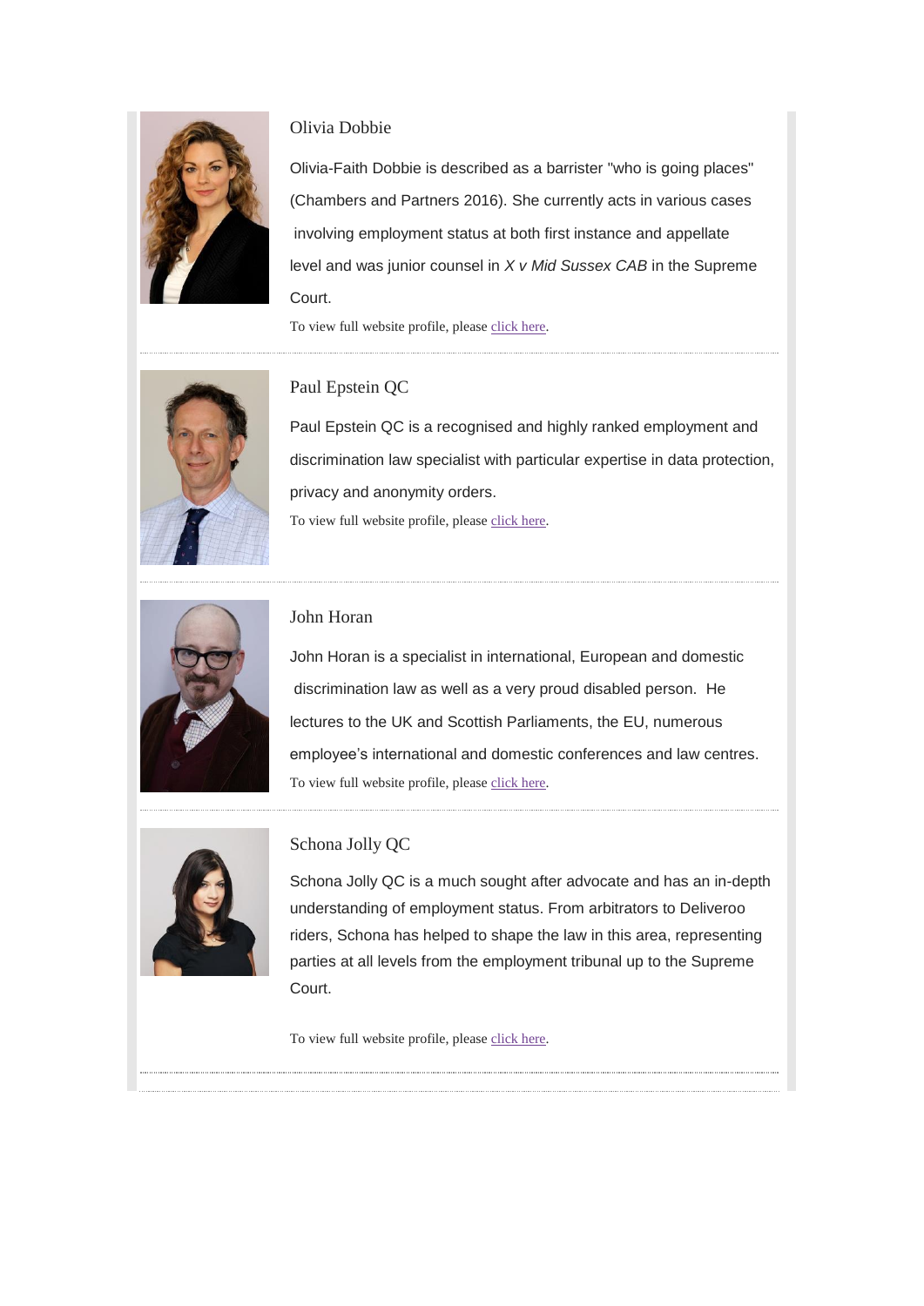### Olivia Dobbie

Olivia-Faith Dobbie is described as a barrister "who is going places" (Chambers and Partners 2016). She currently acts in various cases involving employment status at both first instance and appellate level and was junior counsel in *X v Mid Sussex CAB* in the Supreme Court.

To view full website profile, please click here.

---

### Paul Epstein QC

Paul Epstein QC is a recognised and highly ranked employment and discrimination law specialist with particular expertise in data protection, privacy and anonymity orders.

To view full website profile, please click here.

---

### John Horan

John Horan is a specialist in international, European and domestic discrimination law as well as a very proud disabled person. He lectures to the UK and Scottish Parliaments, the EU, numerous employee's international and domestic conferences and law centres.

To view full website profile, please click here.

---

### Schona Jolly QC

Schona Jolly QC is a much sought after advocate and has an in-depth understanding of employment status. From arbitrators to Deliveroo riders, Schona has helped to shape the law in this area, representing parties at all levels from the employment tribunal up to the Supreme Court.

To view full website profile, please click here.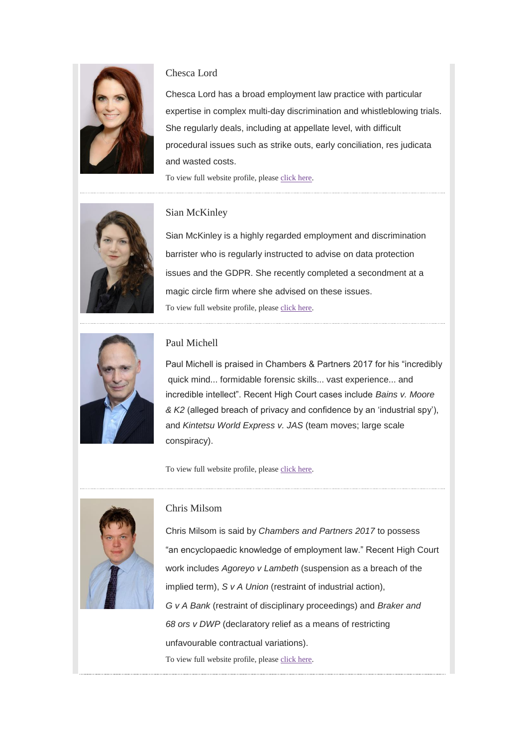### Chesca Lord

Chesca Lord has a broad employment law practice with particular expertise in complex multi-day discrimination and whistleblowing trials. She regularly deals, including at appellate level, with difficult procedural issues such as strike outs, early conciliation, res judicata and wasted costs.

To view full website profile, please click here.

---

### Sian McKinley

Sian McKinley is a highly regarded employment and discrimination barrister who is regularly instructed to advise on data protection issues and the GDPR. She recently completed a secondment at a magic circle firm where she advised on these issues.

To view full website profile, please click here.

---

### Paul Michell

Paul Michell is praised in Chambers & Partners 2017 for his “incredibly quick mind... formidable forensic skills... vast experience... and incredible intellect”. Recent High Court cases include *Bains v. Moore & K2* (alleged breach of privacy and confidence by an ‘industrial spy’), and *Kintetsu World Express v. JAS* (team moves; large scale conspiracy).

To view full website profile, please click here.

---

### Chris Milsom

Chris Milsom is said by *Chambers and Partners 2017* to possess “an encyclopaedic knowledge of employment law.” Recent High Court work includes *Agoreyo v Lambeth* (suspension as a breach of the implied term), *S v A Union* (restraint of industrial action), *G v A Bank* (restraint of disciplinary proceedings) and *Braker and 68 ors v DWP* (declaratory relief as a means of restricting unfavourable contractual variations).

To view full website profile, please click here.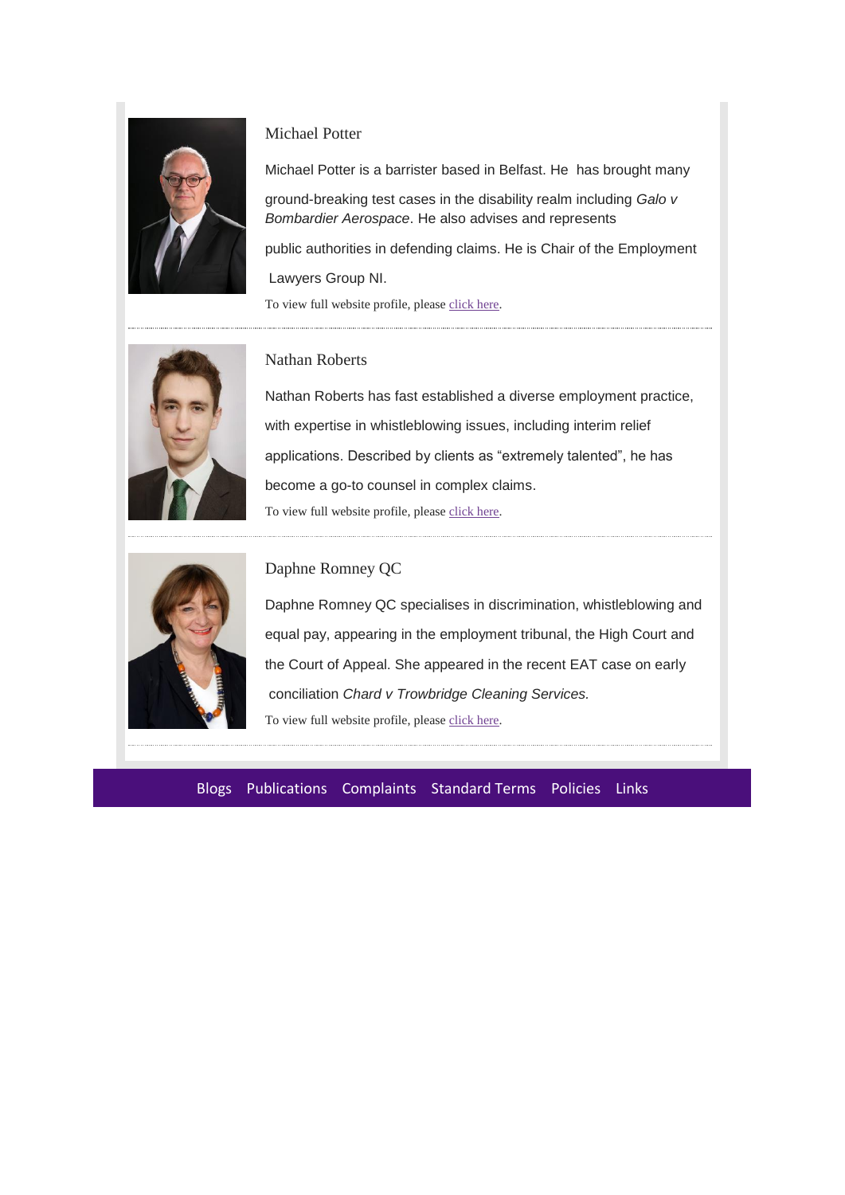### Michael Potter

Michael Potter is a barrister based in Belfast. He has brought many ground-breaking test cases in the disability realm including *Galo v Bombardier Aerospace*. He also advises and represents public authorities in defending claims. He is Chair of the Employment Lawyers Group NI.

To view full website profile, please click here.

---

### Nathan Roberts

Nathan Roberts has fast established a diverse employment practice, with expertise in whistleblowing issues, including interim relief applications. Described by clients as "extremely talented", he has become a go-to counsel in complex claims.

To view full website profile, please click here.

---

### Daphne Romney QC

Daphne Romney QC specialises in discrimination, whistleblowing and equal pay, appearing in the employment tribunal, the High Court and the Court of Appeal. She appeared in the recent EAT case on early conciliation *Chard v Trowbridge Cleaning Services*.

To view full website profile, please click here.

---

Blogs | Publications | Complaints | Standard Terms | Policies | Links